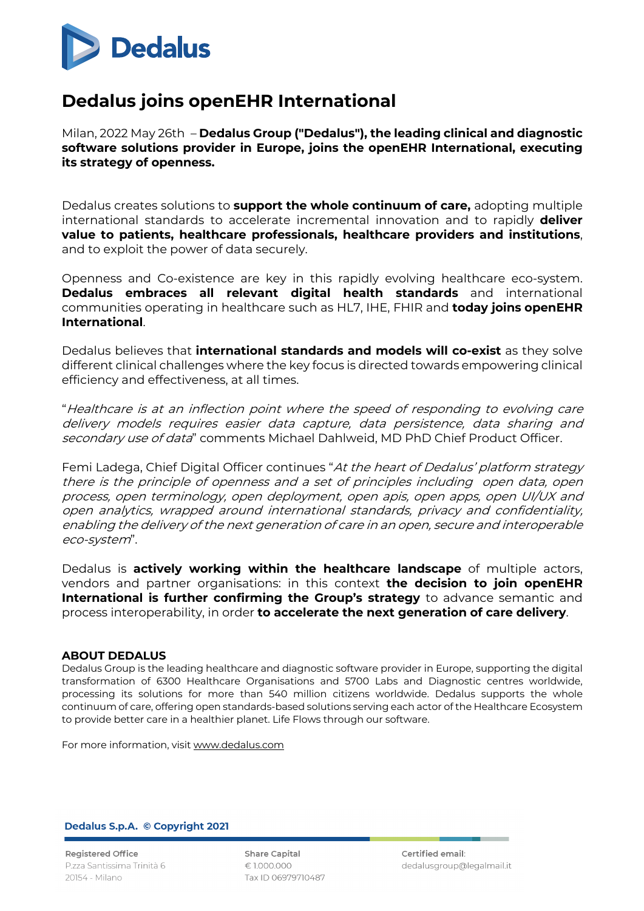# Dedalus joins openEHR International

Milan, 2022 May 26th – **Dedalus Group ("Dedalus"), the leading clinical and diagnostic software solutions provider in Europe, joins the openEHR International, executing its strategy of openness.**

Dedalus creates solutions to **support the whole continuum of care,** adopting multiple international standards to accelerate incremental innovation and to rapidly **deliver value to patients, healthcare professionals, healthcare providers and institutions**, and to exploit the power of data securely.

Openness and Co-existence are key in this rapidly evolving healthcare eco-system. **Dedalus embraces all relevant digital health standards** and international communities operating in healthcare such as HL7, IHE, FHIR and **today joins openEHR International**.

Dedalus believes that **international standards and models will co-exist** as they solve different clinical challenges where the key focus is directed towards empowering clinical efficiency and effectiveness, at all times.

"*Healthcare is at an inflection point where the speed of responding to evolving care delivery models requires easier data capture, data persistence, data sharing and secondary use of data*" comments Michael Dahlweid, MD PhD Chief Product Officer.

Femi Ladega, Chief Digital Officer continues "*At the heart of Dedalus' platform strategy there is the principle of openness and a set of principles including open data, open process, open terminology, open deployment, open apis, open apps, open UI/UX and open analytics, wrapped around international standards, privacy and confidentiality, enabling the delivery of the next generation of care in an open, secure and interoperable eco-system*".

Dedalus is **actively working within the healthcare landscape** of multiple actors, vendors and partner organisations: in this context **the decision to join openEHR International is further confirming the Group's strategy** to advance semantic and process interoperability, in order **to accelerate the next generation of care delivery**.

**ABOUT DEDALUS**

Dedalus Group is the leading healthcare and diagnostic software provider in Europe, supporting the digital transformation of 6300 Healthcare Organisations and 5700 Labs and Diagnostic centres worldwide, processing its solutions for more than 540 million citizens worldwide. Dedalus supports the whole continuum of care, offering open standards-based solutions serving each actor of the Healthcare Ecosystem to provide better care in a healthier planet. Life Flows through our software.

For more information, visit www.dedalus.com

**Dedalus S.p.A. © Copyright 2021**

Registered Office
P.zza Santissima Trinità 6
20154 - Milano

Share Capital
€ 1.000.000
Tax ID 06979710487

Certified email:
dedalusgroup@legalmail.it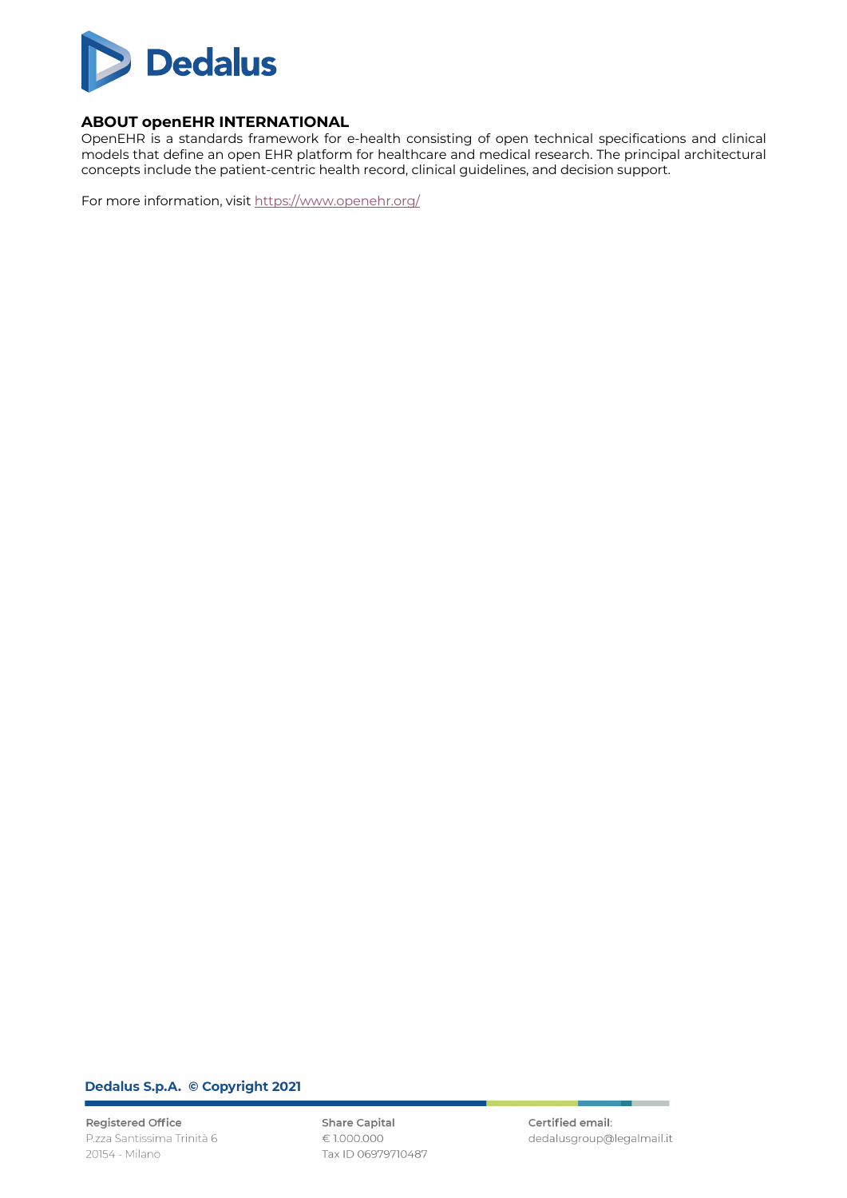## ABOUT openEHR INTERNATIONAL

OpenEHR is a standards framework for e-health consisting of open technical specifications and clinical models that define an open EHR platform for healthcare and medical research. The principal architectural concepts include the patient-centric health record, clinical guidelines, and decision support.

For more information, visit https://www.openehr.org/

**Dedalus S.p.A. © Copyright 2021**

**Registered Office**
P.zza Santissima Trinità 6
20154 - Milano

**Share Capital**
€ 1.000.000
Tax ID 06979710487

**Certified email**:
dedalusgroup@legalmail.it